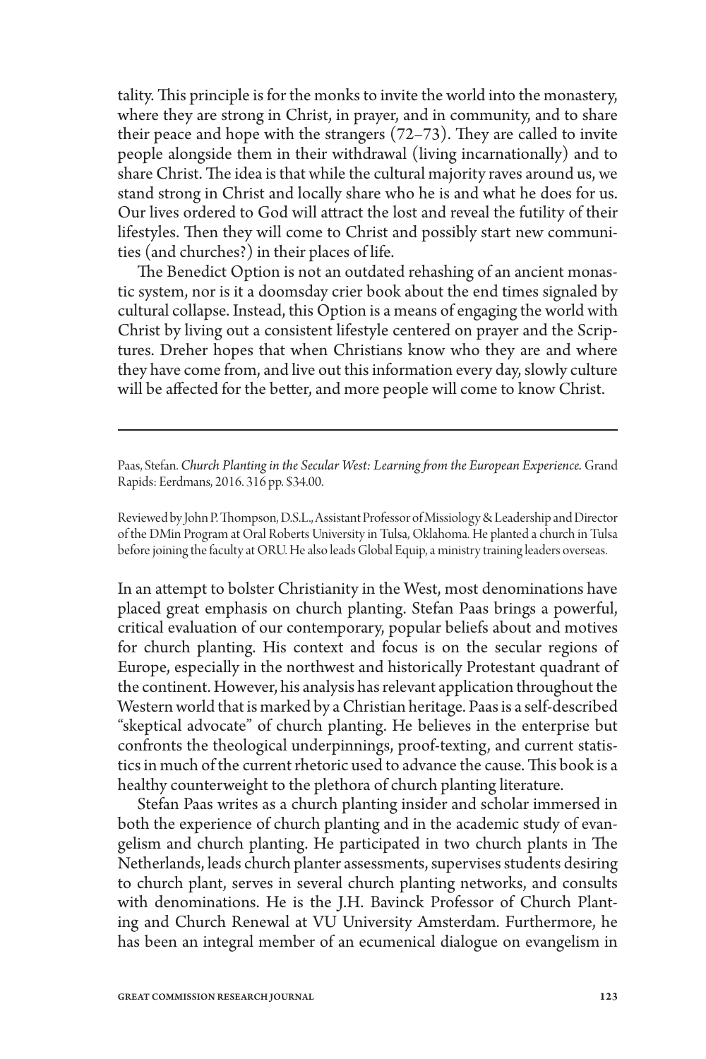tality. This principle is for the monks to invite the world into the monastery, where they are strong in Christ, in prayer, and in community, and to share their peace and hope with the strangers (72–73). They are called to invite people alongside them in their withdrawal (living incarnationally) and to share Christ. The idea is that while the cultural majority raves around us, we stand strong in Christ and locally share who he is and what he does for us. Our lives ordered to God will attract the lost and reveal the futility of their lifestyles. Then they will come to Christ and possibly start new communities (and churches?) in their places of life.

The Benedict Option is not an outdated rehashing of an ancient monastic system, nor is it a doomsday crier book about the end times signaled by cultural collapse. Instead, this Option is a means of engaging the world with Christ by living out a consistent lifestyle centered on prayer and the Scriptures. Dreher hopes that when Christians know who they are and where they have come from, and live out this information every day, slowly culture will be affected for the better, and more people will come to know Christ.

---

Paas, Stefan. *Church Planting in the Secular West: Learning from the European Experience.* Grand Rapids: Eerdmans, 2016. 316 pp. $34.00.

Reviewed by John P. Thompson, D.S.L., Assistant Professor of Missiology & Leadership and Director of the DMin Program at Oral Roberts University in Tulsa, Oklahoma. He planted a church in Tulsa before joining the faculty at ORU. He also leads Global Equip, a ministry training leaders overseas.

In an attempt to bolster Christianity in the West, most denominations have placed great emphasis on church planting. Stefan Paas brings a powerful, critical evaluation of our contemporary, popular beliefs about and motives for church planting. His context and focus is on the secular regions of Europe, especially in the northwest and historically Protestant quadrant of the continent. However, his analysis has relevant application throughout the Western world that is marked by a Christian heritage. Paas is a self-described "skeptical advocate" of church planting. He believes in the enterprise but confronts the theological underpinnings, proof-texting, and current statistics in much of the current rhetoric used to advance the cause. This book is a healthy counterweight to the plethora of church planting literature.

Stefan Paas writes as a church planting insider and scholar immersed in both the experience of church planting and in the academic study of evangelism and church planting. He participated in two church plants in The Netherlands, leads church planter assessments, supervises students desiring to church plant, serves in several church planting networks, and consults with denominations. He is the J.H. Bavinck Professor of Church Planting and Church Renewal at VU University Amsterdam. Furthermore, he has been an integral member of an ecumenical dialogue on evangelism in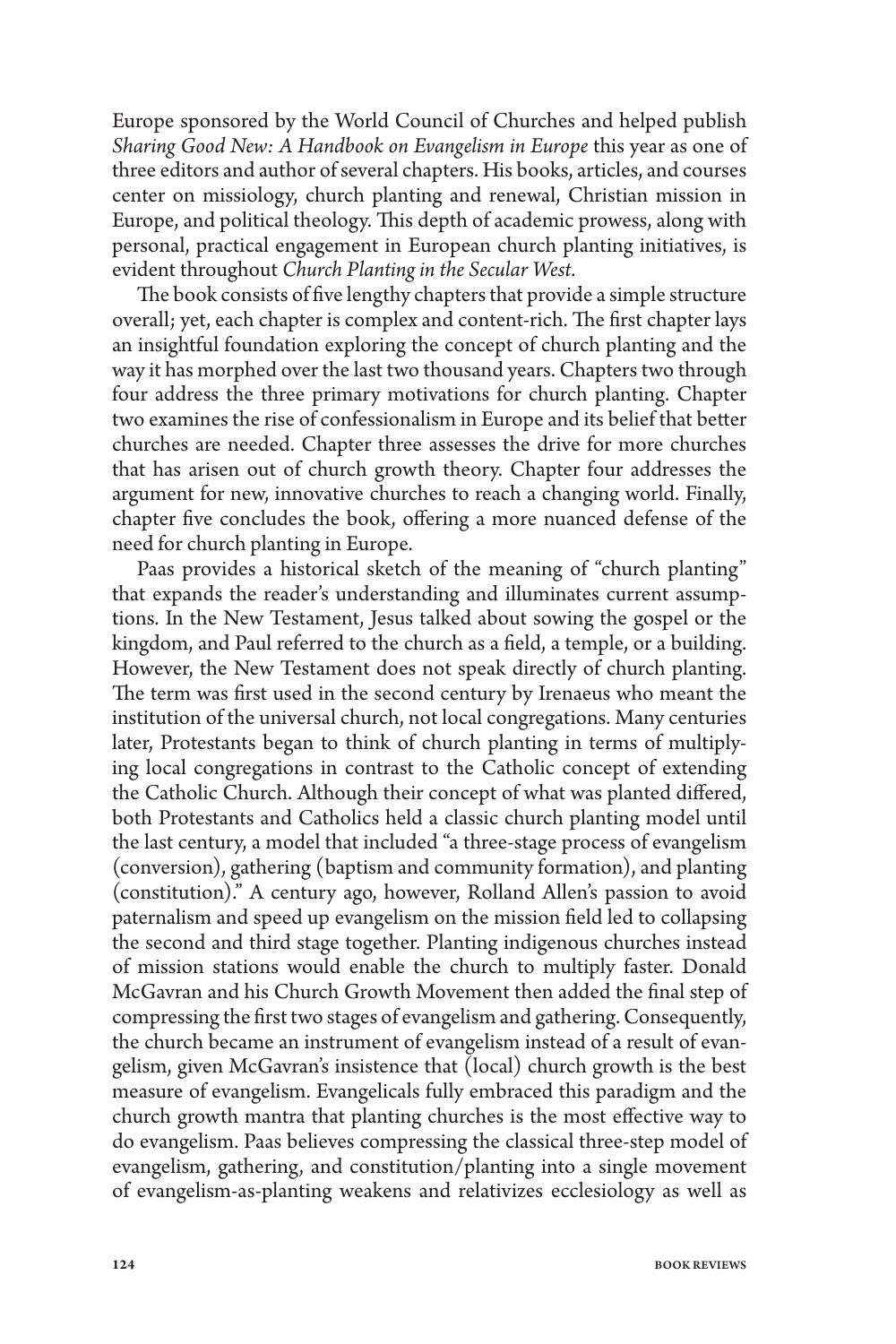Europe sponsored by the World Council of Churches and helped publish *Sharing Good New: A Handbook on Evangelism in Europe* this year as one of three editors and author of several chapters. His books, articles, and courses center on missiology, church planting and renewal, Christian mission in Europe, and political theology. This depth of academic prowess, along with personal, practical engagement in European church planting initiatives, is evident throughout *Church Planting in the Secular West*.

The book consists of five lengthy chapters that provide a simple structure overall; yet, each chapter is complex and content-rich. The first chapter lays an insightful foundation exploring the concept of church planting and the way it has morphed over the last two thousand years. Chapters two through four address the three primary motivations for church planting. Chapter two examines the rise of confessionalism in Europe and its belief that better churches are needed. Chapter three assesses the drive for more churches that has arisen out of church growth theory. Chapter four addresses the argument for new, innovative churches to reach a changing world. Finally, chapter five concludes the book, offering a more nuanced defense of the need for church planting in Europe.

Paas provides a historical sketch of the meaning of "church planting" that expands the reader's understanding and illuminates current assumptions. In the New Testament, Jesus talked about sowing the gospel or the kingdom, and Paul referred to the church as a field, a temple, or a building. However, the New Testament does not speak directly of church planting. The term was first used in the second century by Irenaeus who meant the institution of the universal church, not local congregations. Many centuries later, Protestants began to think of church planting in terms of multiplying local congregations in contrast to the Catholic concept of extending the Catholic Church. Although their concept of what was planted differed, both Protestants and Catholics held a classic church planting model until the last century, a model that included "a three-stage process of evangelism (conversion), gathering (baptism and community formation), and planting (constitution)." A century ago, however, Rolland Allen's passion to avoid paternalism and speed up evangelism on the mission field led to collapsing the second and third stage together. Planting indigenous churches instead of mission stations would enable the church to multiply faster. Donald McGavran and his Church Growth Movement then added the final step of compressing the first two stages of evangelism and gathering. Consequently, the church became an instrument of evangelism instead of a result of evangelism, given McGavran's insistence that (local) church growth is the best measure of evangelism. Evangelicals fully embraced this paradigm and the church growth mantra that planting churches is the most effective way to do evangelism. Paas believes compressing the classical three-step model of evangelism, gathering, and constitution/planting into a single movement of evangelism-as-planting weakens and relativizes ecclesiology as well as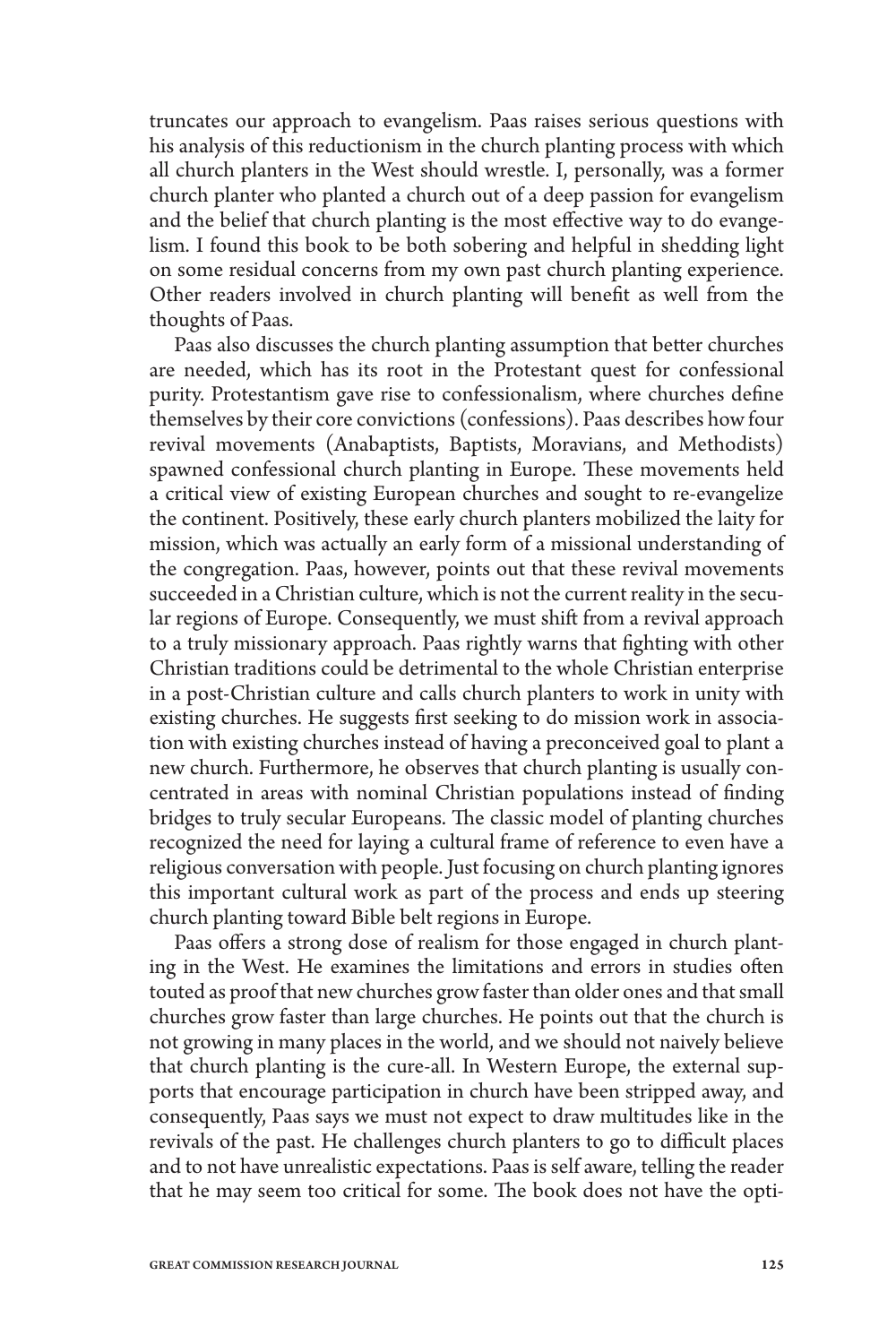truncates our approach to evangelism. Paas raises serious questions with his analysis of this reductionism in the church planting process with which all church planters in the West should wrestle. I, personally, was a former church planter who planted a church out of a deep passion for evangelism and the belief that church planting is the most effective way to do evangelism. I found this book to be both sobering and helpful in shedding light on some residual concerns from my own past church planting experience. Other readers involved in church planting will benefit as well from the thoughts of Paas.

Paas also discusses the church planting assumption that better churches are needed, which has its root in the Protestant quest for confessional purity. Protestantism gave rise to confessionalism, where churches define themselves by their core convictions (confessions). Paas describes how four revival movements (Anabaptists, Baptists, Moravians, and Methodists) spawned confessional church planting in Europe. These movements held a critical view of existing European churches and sought to re-evangelize the continent. Positively, these early church planters mobilized the laity for mission, which was actually an early form of a missional understanding of the congregation. Paas, however, points out that these revival movements succeeded in a Christian culture, which is not the current reality in the secular regions of Europe. Consequently, we must shift from a revival approach to a truly missionary approach. Paas rightly warns that fighting with other Christian traditions could be detrimental to the whole Christian enterprise in a post-Christian culture and calls church planters to work in unity with existing churches. He suggests first seeking to do mission work in association with existing churches instead of having a preconceived goal to plant a new church. Furthermore, he observes that church planting is usually concentrated in areas with nominal Christian populations instead of finding bridges to truly secular Europeans. The classic model of planting churches recognized the need for laying a cultural frame of reference to even have a religious conversation with people. Just focusing on church planting ignores this important cultural work as part of the process and ends up steering church planting toward Bible belt regions in Europe.

Paas offers a strong dose of realism for those engaged in church planting in the West. He examines the limitations and errors in studies often touted as proof that new churches grow faster than older ones and that small churches grow faster than large churches. He points out that the church is not growing in many places in the world, and we should not naively believe that church planting is the cure-all. In Western Europe, the external supports that encourage participation in church have been stripped away, and consequently, Paas says we must not expect to draw multitudes like in the revivals of the past. He challenges church planters to go to difficult places and to not have unrealistic expectations. Paas is self aware, telling the reader that he may seem too critical for some. The book does not have the opti-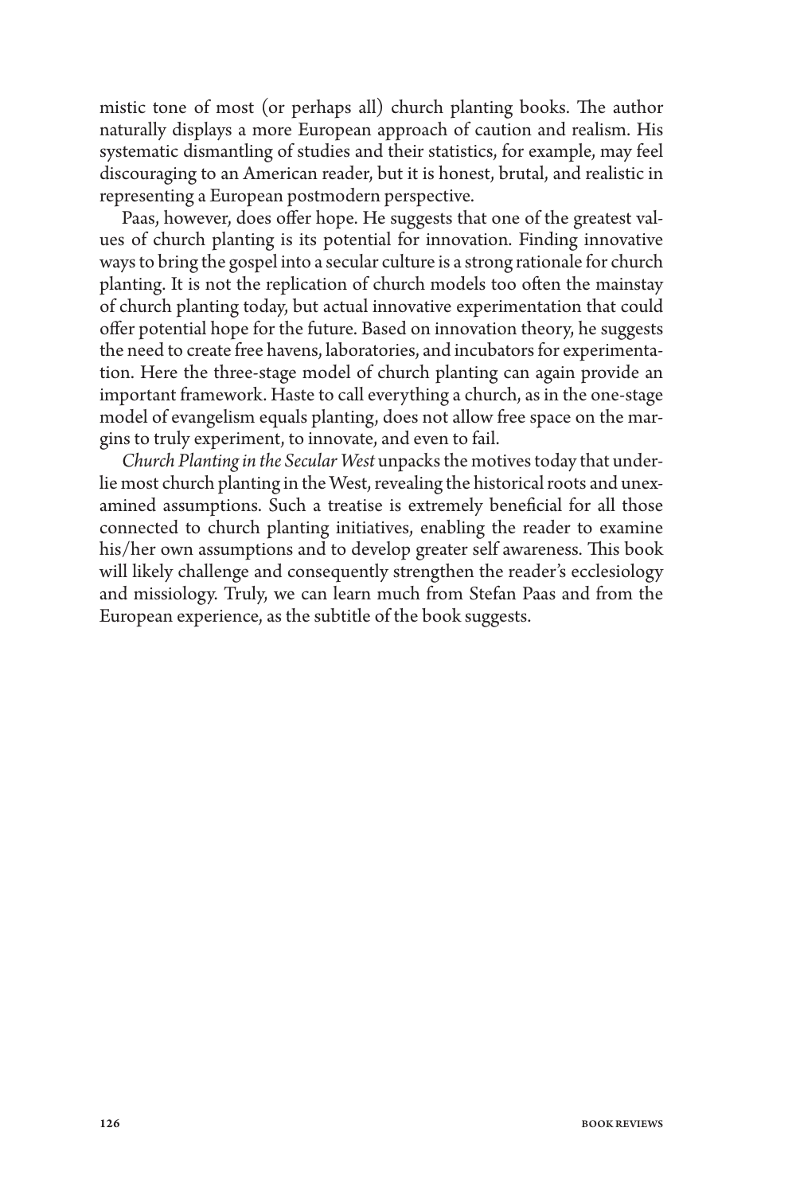mistic tone of most (or perhaps all) church planting books. The author naturally displays a more European approach of caution and realism. His systematic dismantling of studies and their statistics, for example, may feel discouraging to an American reader, but it is honest, brutal, and realistic in representing a European postmodern perspective.

Paas, however, does offer hope. He suggests that one of the greatest values of church planting is its potential for innovation. Finding innovative ways to bring the gospel into a secular culture is a strong rationale for church planting. It is not the replication of church models too often the mainstay of church planting today, but actual innovative experimentation that could offer potential hope for the future. Based on innovation theory, he suggests the need to create free havens, laboratories, and incubators for experimentation. Here the three-stage model of church planting can again provide an important framework. Haste to call everything a church, as in the one-stage model of evangelism equals planting, does not allow free space on the margins to truly experiment, to innovate, and even to fail.

*Church Planting in the Secular West* unpacks the motives today that underlie most church planting in the West, revealing the historical roots and unexamined assumptions. Such a treatise is extremely beneficial for all those connected to church planting initiatives, enabling the reader to examine his/her own assumptions and to develop greater self awareness. This book will likely challenge and consequently strengthen the reader's ecclesiology and missiology. Truly, we can learn much from Stefan Paas and from the European experience, as the subtitle of the book suggests.